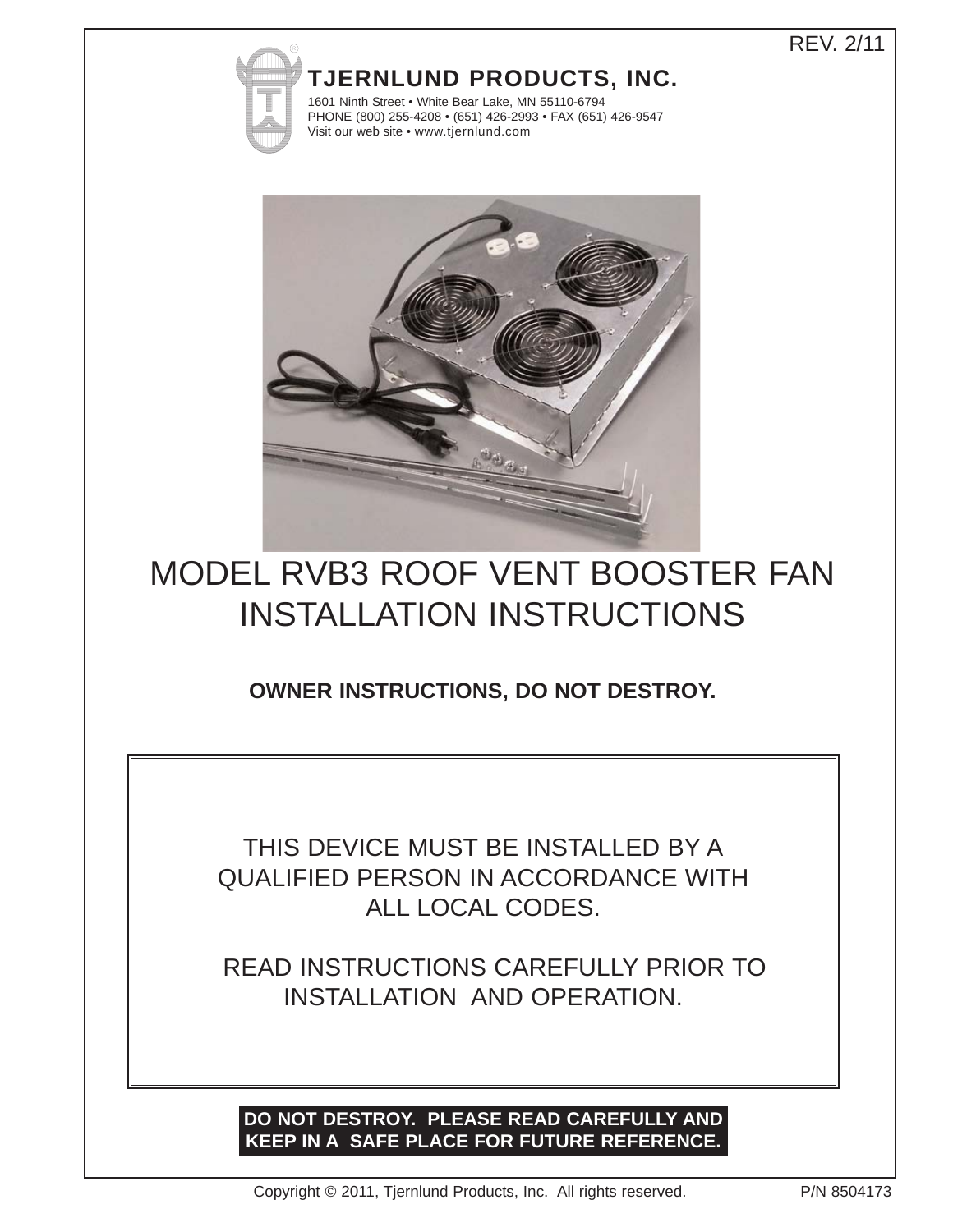REV. 2/11

**TJERNLUND PRODUCTS, INC.**

1601 Ninth Street • White Bear Lake, MN 55110-6794
PHONE (800) 255-4208 • (651) 426-2993 • FAX (651) 426-9547
Visit our web site • www.tjernlund.com

# MODEL RVB3 ROOF VENT BOOSTER FAN INSTALLATION INSTRUCTIONS

**OWNER INSTRUCTIONS, DO NOT DESTROY.**

THIS DEVICE MUST BE INSTALLED BY A QUALIFIED PERSON IN ACCORDANCE WITH ALL LOCAL CODES.

READ INSTRUCTIONS CAREFULLY PRIOR TO INSTALLATION AND OPERATION.

**DO NOT DESTROY. PLEASE READ CAREFULLY AND KEEP IN A SAFE PLACE FOR FUTURE REFERENCE.**

Copyright © 2011, Tjernlund Products, Inc. All rights reserved. P/N 8504173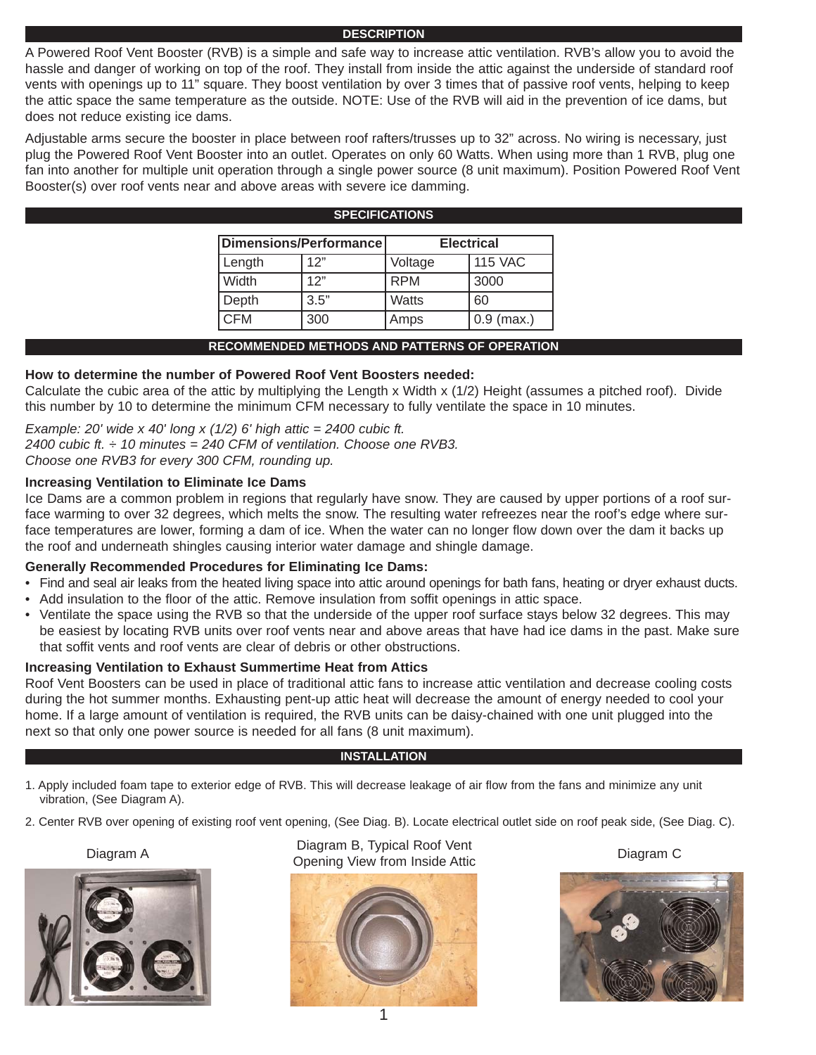## DESCRIPTION

A Powered Roof Vent Booster (RVB) is a simple and safe way to increase attic ventilation. RVB's allow you to avoid the hassle and danger of working on top of the roof. They install from inside the attic against the underside of standard roof vents with openings up to 11" square. They boost ventilation by over 3 times that of passive roof vents, helping to keep the attic space the same temperature as the outside. NOTE: Use of the RVB will aid in the prevention of ice dams, but does not reduce existing ice dams.

Adjustable arms secure the booster in place between roof rafters/trusses up to 32" across. No wiring is necessary, just plug the Powered Roof Vent Booster into an outlet. Operates on only 60 Watts. When using more than 1 RVB, plug one fan into another for multiple unit operation through a single power source (8 unit maximum). Position Powered Roof Vent Booster(s) over roof vents near and above areas with severe ice damming.

## SPECIFICATIONS

| Dimensions/Performance | | Electrical | |
|---|---|---|---|
| Length | 12" | Voltage | 115 VAC |
| Width | 12" | RPM | 3000 |
| Depth | 3.5" | Watts | 60 |
| CFM | 300 | Amps | 0.9 (max.) |

## RECOMMENDED METHODS AND PATTERNS OF OPERATION

**How to determine the number of Powered Roof Vent Boosters needed:**
Calculate the cubic area of the attic by multiplying the Length x Width x (1/2) Height (assumes a pitched roof). Divide this number by 10 to determine the minimum CFM necessary to fully ventilate the space in 10 minutes.

*Example: 20' wide x 40' long x (1/2) 6' high attic = 2400 cubic ft.*
*2400 cubic ft. ÷ 10 minutes = 240 CFM of ventilation. Choose one RVB3.*
*Choose one RVB3 for every 300 CFM, rounding up.*

**Increasing Ventilation to Eliminate Ice Dams**
Ice Dams are a common problem in regions that regularly have snow. They are caused by upper portions of a roof surface warming to over 32 degrees, which melts the snow. The resulting water refreezes near the roof's edge where surface temperatures are lower, forming a dam of ice. When the water can no longer flow down over the dam it backs up the roof and underneath shingles causing interior water damage and shingle damage.

**Generally Recommended Procedures for Eliminating Ice Dams:**

- Find and seal air leaks from the heated living space into attic around openings for bath fans, heating or dryer exhaust ducts.
- Add insulation to the floor of the attic. Remove insulation from soffit openings in attic space.
- Ventilate the space using the RVB so that the underside of the upper roof surface stays below 32 degrees. This may be easiest by locating RVB units over roof vents near and above areas that have had ice dams in the past. Make sure that soffit vents and roof vents are clear of debris or other obstructions.

**Increasing Ventilation to Exhaust Summertime Heat from Attics**
Roof Vent Boosters can be used in place of traditional attic fans to increase attic ventilation and decrease cooling costs during the hot summer months. Exhausting pent-up attic heat will decrease the amount of energy needed to cool your home. If a large amount of ventilation is required, the RVB units can be daisy-chained with one unit plugged into the next so that only one power source is needed for all fans (8 unit maximum).

## INSTALLATION

1. Apply included foam tape to exterior edge of RVB. This will decrease leakage of air flow from the fans and minimize any unit vibration, (See Diagram A).
2. Center RVB over opening of existing roof vent opening, (See Diag. B). Locate electrical outlet side on roof peak side, (See Diag. C).

Diagram A

Diagram B, Typical Roof Vent Opening View from Inside Attic

Diagram C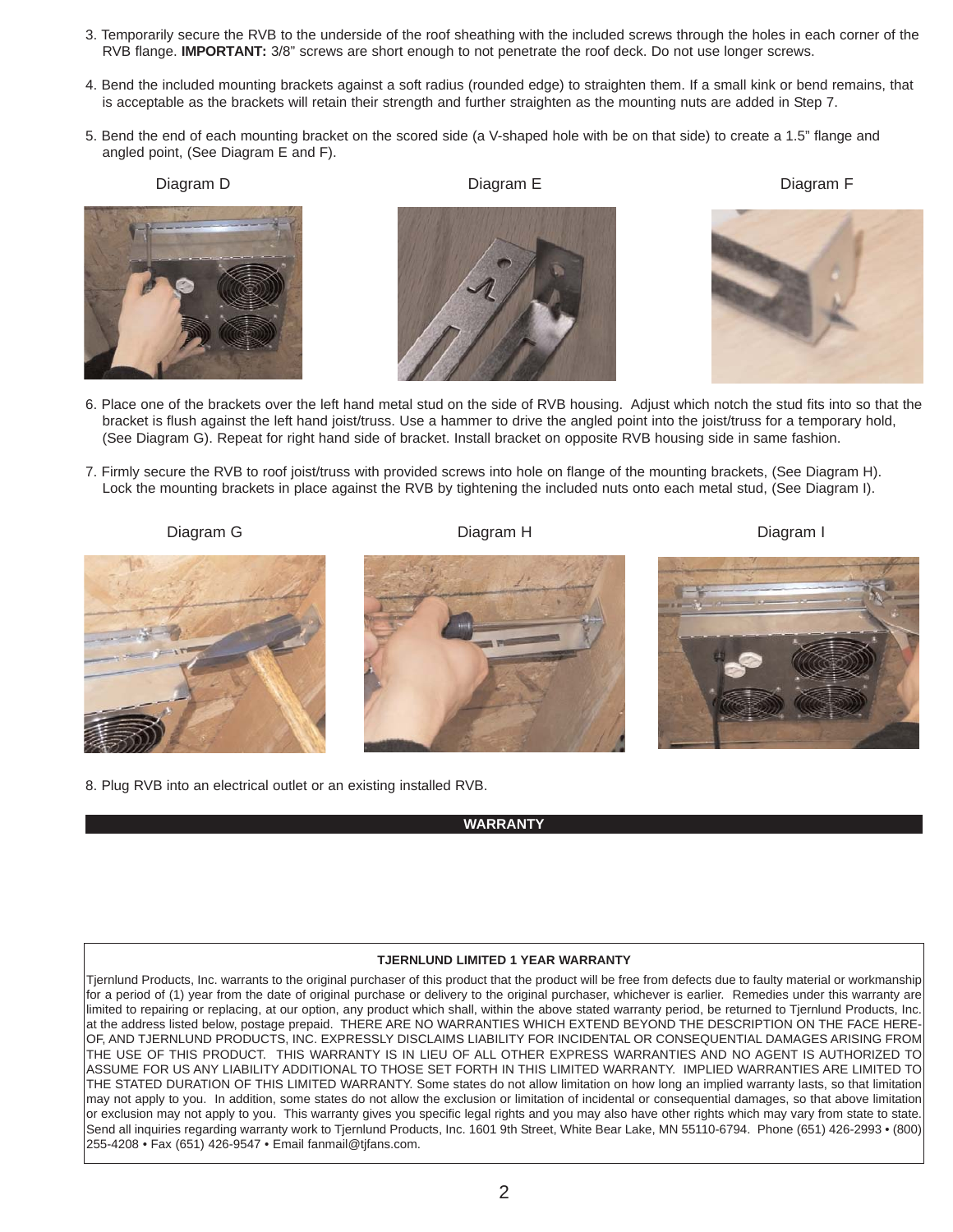3. Temporarily secure the RVB to the underside of the roof sheathing with the included screws through the holes in each corner of the RVB flange. **IMPORTANT:** 3/8" screws are short enough to not penetrate the roof deck. Do not use longer screws.

4. Bend the included mounting brackets against a soft radius (rounded edge) to straighten them. If a small kink or bend remains, that is acceptable as the brackets will retain their strength and further straighten as the mounting nuts are added in Step 7.

5. Bend the end of each mounting bracket on the scored side (a V-shaped hole with be on that side) to create a 1.5" flange and angled point, (See Diagram E and F).

Diagram D

Diagram E

Diagram F

6. Place one of the brackets over the left hand metal stud on the side of RVB housing. Adjust which notch the stud fits into so that the bracket is flush against the left hand joist/truss. Use a hammer to drive the angled point into the joist/truss for a temporary hold, (See Diagram G). Repeat for right hand side of bracket. Install bracket on opposite RVB housing side in same fashion.

7. Firmly secure the RVB to roof joist/truss with provided screws into hole on flange of the mounting brackets, (See Diagram H). Lock the mounting brackets in place against the RVB by tightening the included nuts onto each metal stud, (See Diagram I).

Diagram G

Diagram H

Diagram I

8. Plug RVB into an electrical outlet or an existing installed RVB.

## WARRANTY

### TJERNLUND LIMITED 1 YEAR WARRANTY

Tjernlund Products, Inc. warrants to the original purchaser of this product that the product will be free from defects due to faulty material or workmanship for a period of (1) year from the date of original purchase or delivery to the original purchaser, whichever is earlier. Remedies under this warranty are limited to repairing or replacing, at our option, any product which shall, within the above stated warranty period, be returned to Tjernlund Products, Inc. at the address listed below, postage prepaid. THERE ARE NO WARRANTIES WHICH EXTEND BEYOND THE DESCRIPTION ON THE FACE HEREOF, AND TJERNLUND PRODUCTS, INC. EXPRESSLY DISCLAIMS LIABILITY FOR INCIDENTAL OR CONSEQUENTIAL DAMAGES ARISING FROM THE USE OF THIS PRODUCT. THIS WARRANTY IS IN LIEU OF ALL OTHER EXPRESS WARRANTIES AND NO AGENT IS AUTHORIZED TO ASSUME FOR US ANY LIABILITY ADDITIONAL TO THOSE SET FORTH IN THIS LIMITED WARRANTY. IMPLIED WARRANTIES ARE LIMITED TO THE STATED DURATION OF THIS LIMITED WARRANTY. Some states do not allow limitation on how long an implied warranty lasts, so that limitation may not apply to you. In addition, some states do not allow the exclusion or limitation of incidental or consequential damages, so that above limitation or exclusion may not apply to you. This warranty gives you specific legal rights and you may also have other rights which may vary from state to state. Send all inquiries regarding warranty work to Tjernlund Products, Inc. 1601 9th Street, White Bear Lake, MN 55110-6794. Phone (651) 426-2993 • (800) 255-4208 • Fax (651) 426-9547 • Email fanmail@tjfans.com.